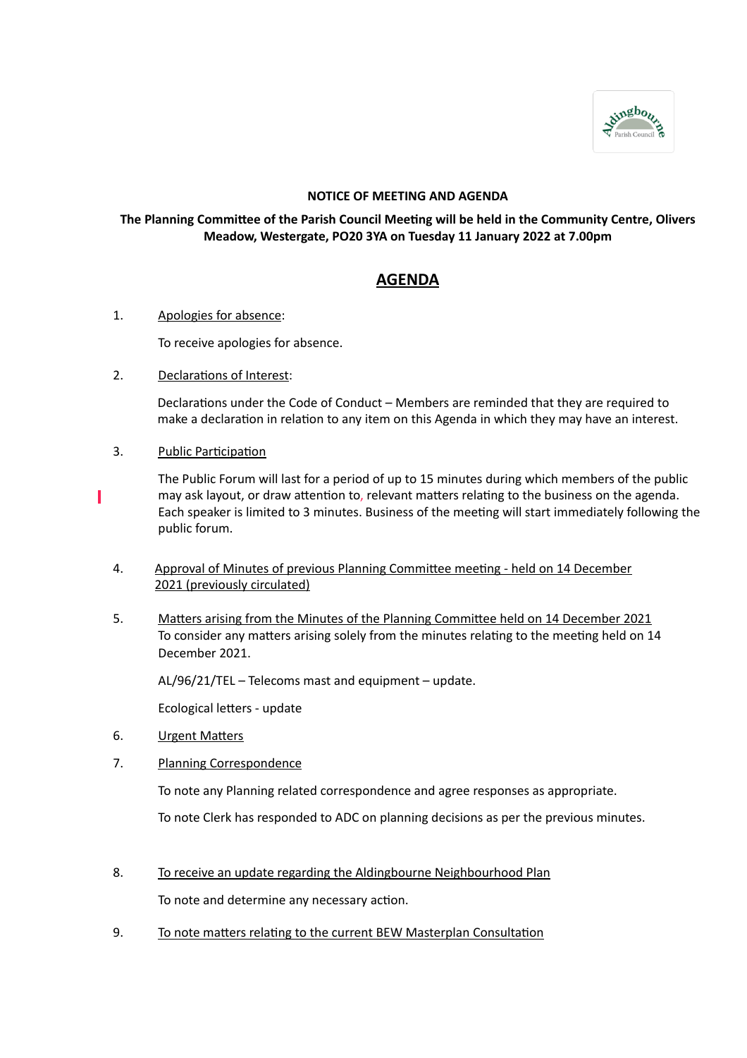**NOTICE OF MEETING AND AGENDA**

**The Planning Committee of the Parish Council Meeting will be held in the Community Centre, Olivers Meadow, Westergate, PO20 3YA on Tuesday 11 January 2022 at 7.00pm**

# AGENDA

1. Apologies for absence:

   To receive apologies for absence.

2. Declarations of Interest:

   Declarations under the Code of Conduct – Members are reminded that they are required to make a declaration in relation to any item on this Agenda in which they may have an interest.

3. Public Participation

   The Public Forum will last for a period of up to 15 minutes during which members of the public may ask layout, or draw attention to, relevant matters relating to the business on the agenda. Each speaker is limited to 3 minutes. Business of the meeting will start immediately following the public forum.

4. Approval of Minutes of previous Planning Committee meeting - held on 14 December 2021 (previously circulated)

5. Matters arising from the Minutes of the Planning Committee held on 14 December 2021

   To consider any matters arising solely from the minutes relating to the meeting held on 14 December 2021.

   AL/96/21/TEL – Telecoms mast and equipment – update.

   Ecological letters - update

6. Urgent Matters

7. Planning Correspondence

   To note any Planning related correspondence and agree responses as appropriate.

   To note Clerk has responded to ADC on planning decisions as per the previous minutes.

8. To receive an update regarding the Aldingbourne Neighbourhood Plan

   To note and determine any necessary action.

9. To note matters relating to the current BEW Masterplan Consultation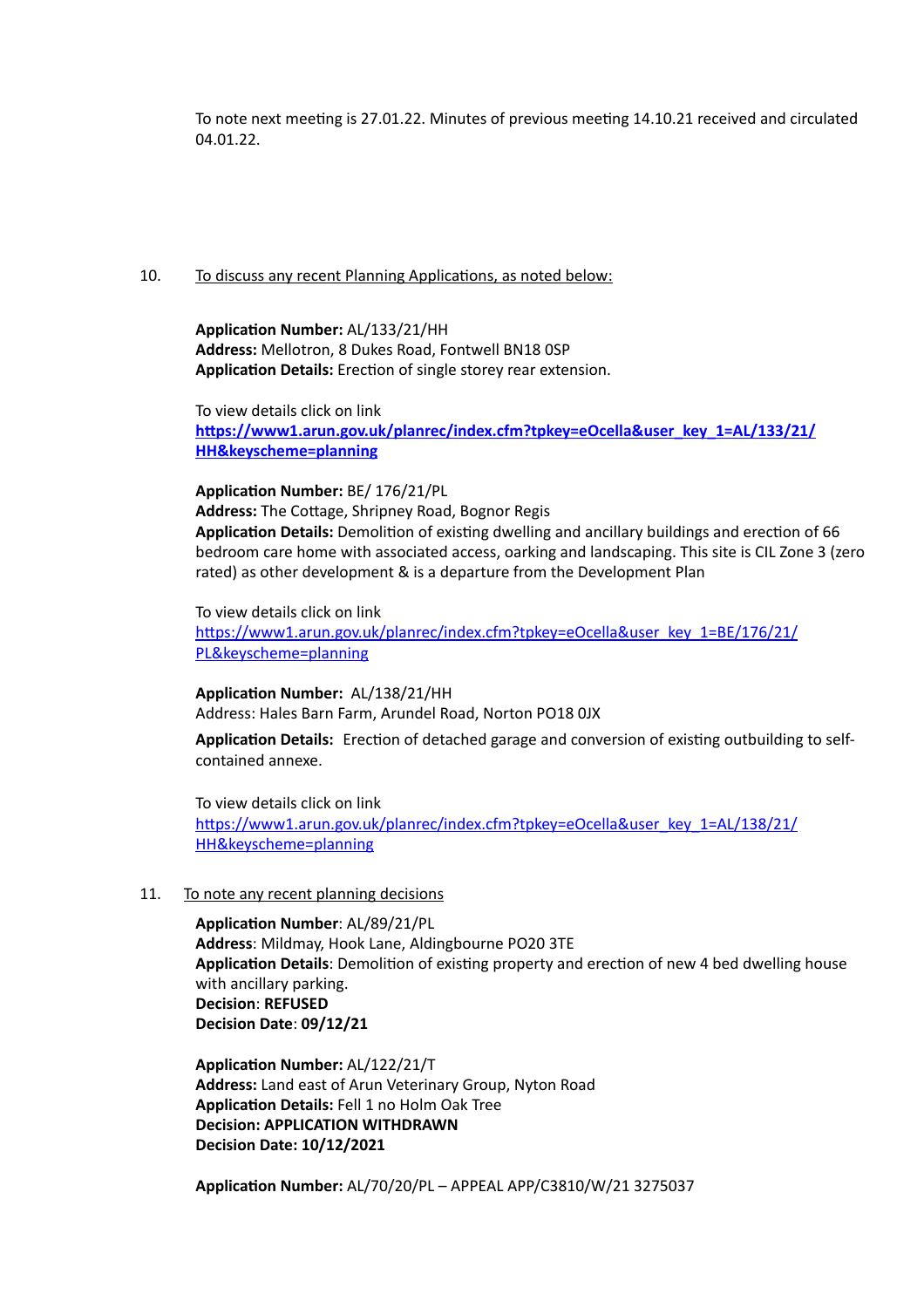To note next meeting is 27.01.22. Minutes of previous meeting 14.10.21 received and circulated 04.01.22.

10. To discuss any recent Planning Applications, as noted below:

**Application Number:** AL/133/21/HH
**Address:** Mellotron, 8 Dukes Road, Fontwell BN18 0SP
**Application Details:** Erection of single storey rear extension.

To view details click on link
**https://www1.arun.gov.uk/planrec/index.cfm?tpkey=eOcella&user_key_1=AL/133/21/HH&keyscheme=planning**

**Application Number:** BE/ 176/21/PL
**Address:** The Cottage, Shripney Road, Bognor Regis
**Application Details:** Demolition of existing dwelling and ancillary buildings and erection of 66 bedroom care home with associated access, oarking and landscaping. This site is CIL Zone 3 (zero rated) as other development & is a departure from the Development Plan

To view details click on link
https://www1.arun.gov.uk/planrec/index.cfm?tpkey=eOcella&user_key_1=BE/176/21/PL&keyscheme=planning

**Application Number:** AL/138/21/HH
Address: Hales Barn Farm, Arundel Road, Norton PO18 0JX

**Application Details:** Erection of detached garage and conversion of existing outbuilding to self-contained annexe.

To view details click on link
https://www1.arun.gov.uk/planrec/index.cfm?tpkey=eOcella&user_key_1=AL/138/21/HH&keyscheme=planning

11. To note any recent planning decisions

**Application Number**: AL/89/21/PL
**Address**: Mildmay, Hook Lane, Aldingbourne PO20 3TE
**Application Details**: Demolition of existing property and erection of new 4 bed dwelling house with ancillary parking.
**Decision**: **REFUSED**
**Decision Date**: **09/12/21**

**Application Number:** AL/122/21/T
**Address:** Land east of Arun Veterinary Group, Nyton Road
**Application Details:** Fell 1 no Holm Oak Tree
**Decision: APPLICATION WITHDRAWN**
**Decision Date: 10/12/2021**

**Application Number:** AL/70/20/PL – APPEAL APP/C3810/W/21 3275037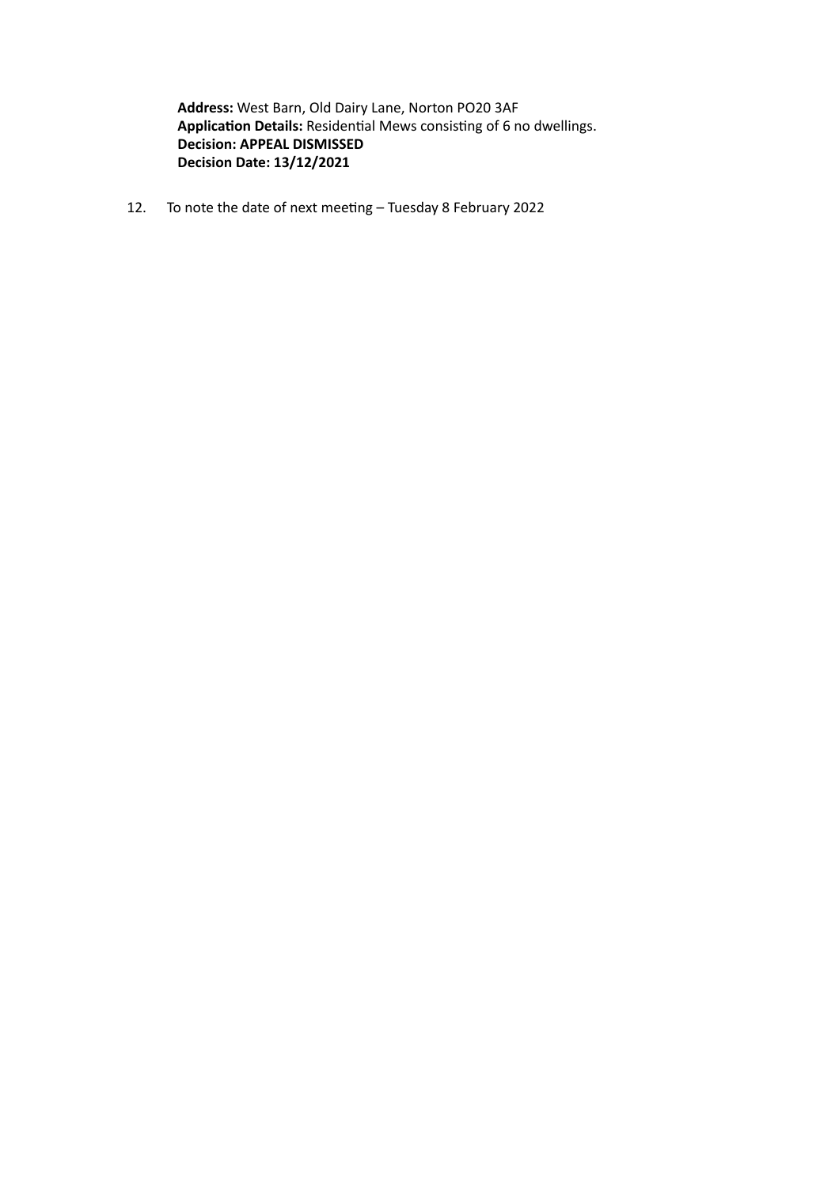**Address:** West Barn, Old Dairy Lane, Norton PO20 3AF
**Application Details:** Residential Mews consisting of 6 no dwellings.
**Decision: APPEAL DISMISSED**
**Decision Date: 13/12/2021**

12. To note the date of next meeting – Tuesday 8 February 2022